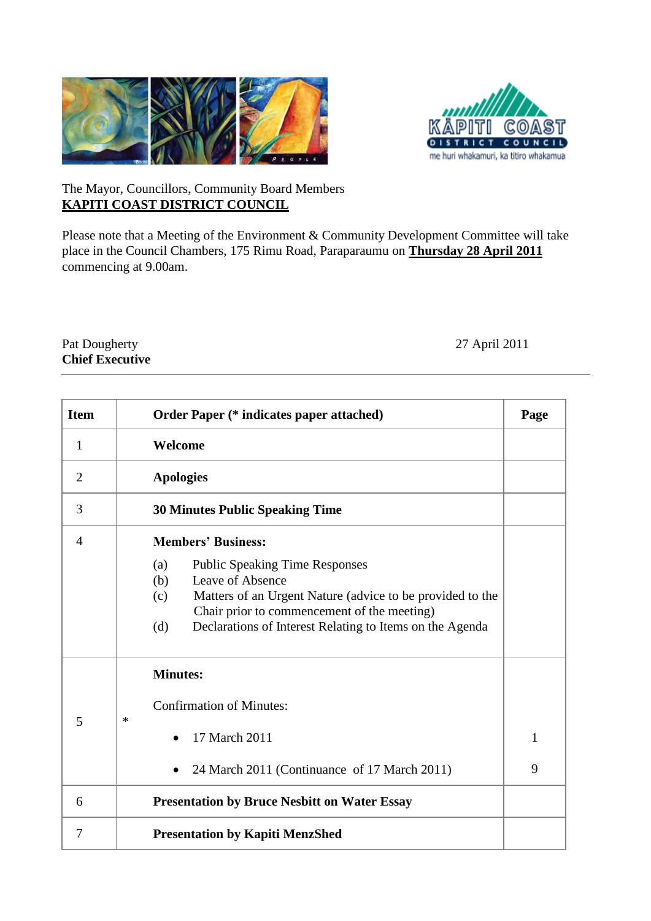The Mayor, Councillors, Community Board Members
**KAPITI COAST DISTRICT COUNCIL**

Please note that a Meeting of the Environment & Community Development Committee will take place in the Council Chambers, 175 Rimu Road, Paraparaumu on **Thursday 28 April 2011** commencing at 9.00am.

Pat Dougherty
**Chief Executive**

27 April 2011

---

| Item | | Order Paper (* indicates paper attached) | Page |
|---|---|---|---|
| 1 | | **Welcome** | |
| 2 | | **Apologies** | |
| 3 | | **30 Minutes Public Speaking Time** | |
| 4 | | **Members' Business:**<br>(a) Public Speaking Time Responses<br>(b) Leave of Absence<br>(c) Matters of an Urgent Nature (advice to be provided to the Chair prior to commencement of the meeting)<br>(d) Declarations of Interest Relating to Items on the Agenda | |
| 5 | * | **Minutes:**<br>Confirmation of Minutes:<br>• 17 March 2011<br>• 24 March 2011 (Continuance of 17 March 2011) | <br><br>1<br>9 |
| 6 | | **Presentation by Bruce Nesbitt on Water Essay** | |
| 7 | | **Presentation by Kapiti MenzShed** | |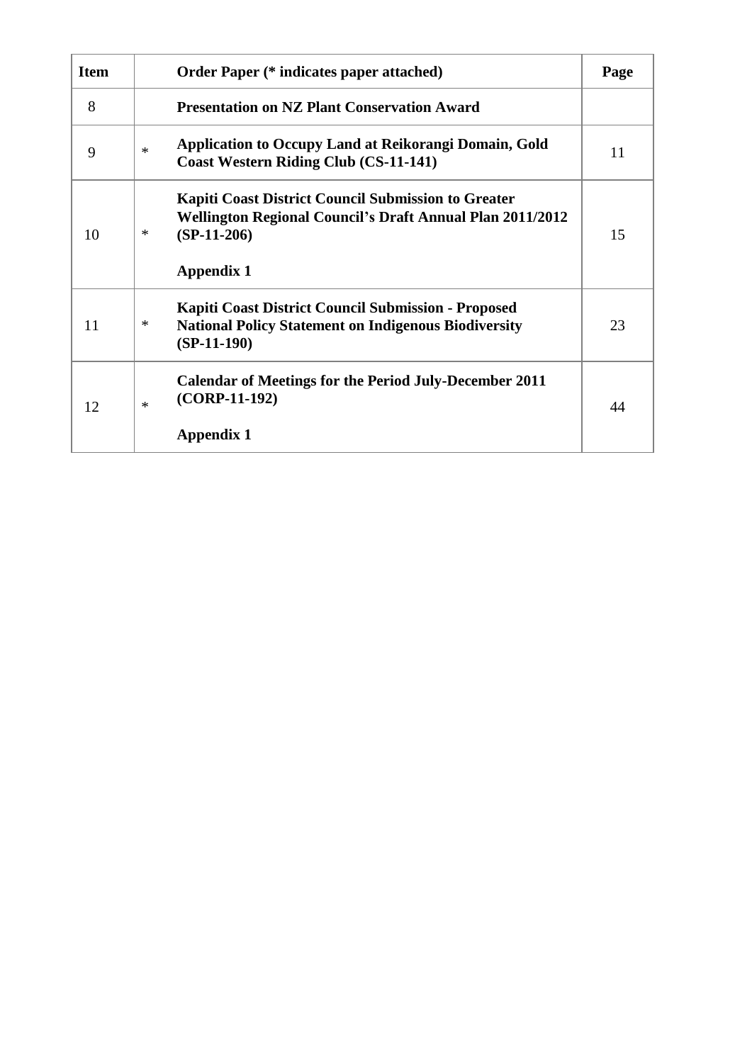| Item | | Order Paper (* indicates paper attached) | Page |
|---|---|---|---|
| 8 | | **Presentation on NZ Plant Conservation Award** | |
| 9 | * | **Application to Occupy Land at Reikorangi Domain, Gold Coast Western Riding Club (CS-11-141)** | 11 |
| 10 | * | **Kapiti Coast District Council Submission to Greater Wellington Regional Council's Draft Annual Plan 2011/2012 (SP-11-206)**<br><br>**Appendix 1** | 15 |
| 11 | * | **Kapiti Coast District Council Submission - Proposed National Policy Statement on Indigenous Biodiversity (SP-11-190)** | 23 |
| 12 | * | **Calendar of Meetings for the Period July-December 2011 (CORP-11-192)**<br><br>**Appendix 1** | 44 |